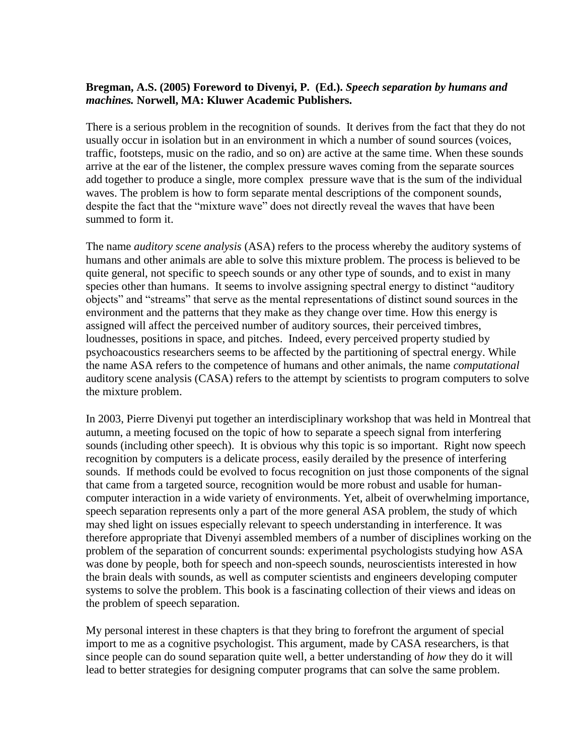**Bregman, A.S. (2005) Foreword to Divenyi, P. (Ed.).** ***Speech separation by humans and machines.*** **Norwell, MA: Kluwer Academic Publishers.**

There is a serious problem in the recognition of sounds. It derives from the fact that they do not usually occur in isolation but in an environment in which a number of sound sources (voices, traffic, footsteps, music on the radio, and so on) are active at the same time. When these sounds arrive at the ear of the listener, the complex pressure waves coming from the separate sources add together to produce a single, more complex pressure wave that is the sum of the individual waves. The problem is how to form separate mental descriptions of the component sounds, despite the fact that the "mixture wave" does not directly reveal the waves that have been summed to form it.

The name *auditory scene analysis* (ASA) refers to the process whereby the auditory systems of humans and other animals are able to solve this mixture problem. The process is believed to be quite general, not specific to speech sounds or any other type of sounds, and to exist in many species other than humans. It seems to involve assigning spectral energy to distinct "auditory objects" and "streams" that serve as the mental representations of distinct sound sources in the environment and the patterns that they make as they change over time. How this energy is assigned will affect the perceived number of auditory sources, their perceived timbres, loudnesses, positions in space, and pitches. Indeed, every perceived property studied by psychoacoustics researchers seems to be affected by the partitioning of spectral energy. While the name ASA refers to the competence of humans and other animals, the name *computational* auditory scene analysis (CASA) refers to the attempt by scientists to program computers to solve the mixture problem.

In 2003, Pierre Divenyi put together an interdisciplinary workshop that was held in Montreal that autumn, a meeting focused on the topic of how to separate a speech signal from interfering sounds (including other speech). It is obvious why this topic is so important. Right now speech recognition by computers is a delicate process, easily derailed by the presence of interfering sounds. If methods could be evolved to focus recognition on just those components of the signal that came from a targeted source, recognition would be more robust and usable for human-computer interaction in a wide variety of environments. Yet, albeit of overwhelming importance, speech separation represents only a part of the more general ASA problem, the study of which may shed light on issues especially relevant to speech understanding in interference. It was therefore appropriate that Divenyi assembled members of a number of disciplines working on the problem of the separation of concurrent sounds: experimental psychologists studying how ASA was done by people, both for speech and non-speech sounds, neuroscientists interested in how the brain deals with sounds, as well as computer scientists and engineers developing computer systems to solve the problem. This book is a fascinating collection of their views and ideas on the problem of speech separation.

My personal interest in these chapters is that they bring to forefront the argument of special import to me as a cognitive psychologist. This argument, made by CASA researchers, is that since people can do sound separation quite well, a better understanding of *how* they do it will lead to better strategies for designing computer programs that can solve the same problem.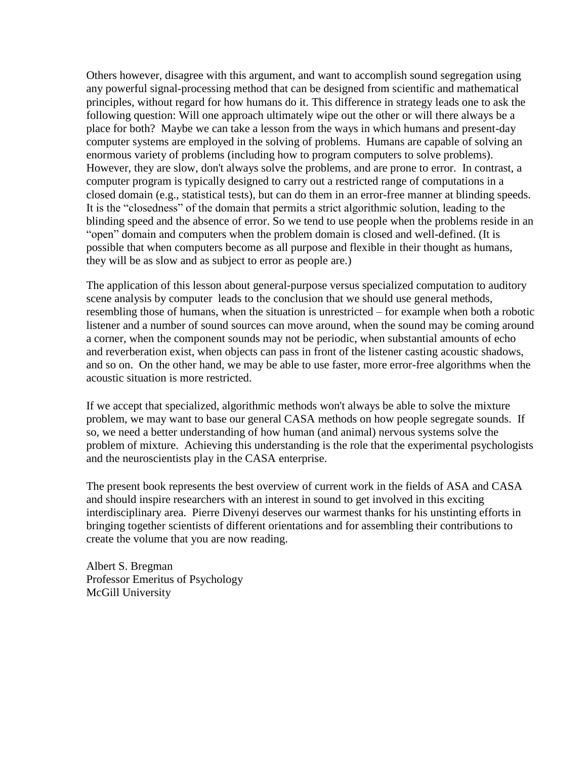Others however, disagree with this argument, and want to accomplish sound segregation using any powerful signal-processing method that can be designed from scientific and mathematical principles, without regard for how humans do it. This difference in strategy leads one to ask the following question: Will one approach ultimately wipe out the other or will there always be a place for both? Maybe we can take a lesson from the ways in which humans and present-day computer systems are employed in the solving of problems. Humans are capable of solving an enormous variety of problems (including how to program computers to solve problems). However, they are slow, don't always solve the problems, and are prone to error. In contrast, a computer program is typically designed to carry out a restricted range of computations in a closed domain (e.g., statistical tests), but can do them in an error-free manner at blinding speeds. It is the "closedness" of the domain that permits a strict algorithmic solution, leading to the blinding speed and the absence of error. So we tend to use people when the problems reside in an "open" domain and computers when the problem domain is closed and well-defined. (It is possible that when computers become as all purpose and flexible in their thought as humans, they will be as slow and as subject to error as people are.)

The application of this lesson about general-purpose versus specialized computation to auditory scene analysis by computer leads to the conclusion that we should use general methods, resembling those of humans, when the situation is unrestricted – for example when both a robotic listener and a number of sound sources can move around, when the sound may be coming around a corner, when the component sounds may not be periodic, when substantial amounts of echo and reverberation exist, when objects can pass in front of the listener casting acoustic shadows, and so on. On the other hand, we may be able to use faster, more error-free algorithms when the acoustic situation is more restricted.

If we accept that specialized, algorithmic methods won't always be able to solve the mixture problem, we may want to base our general CASA methods on how people segregate sounds. If so, we need a better understanding of how human (and animal) nervous systems solve the problem of mixture. Achieving this understanding is the role that the experimental psychologists and the neuroscientists play in the CASA enterprise.

The present book represents the best overview of current work in the fields of ASA and CASA and should inspire researchers with an interest in sound to get involved in this exciting interdisciplinary area. Pierre Divenyi deserves our warmest thanks for his unstinting efforts in bringing together scientists of different orientations and for assembling their contributions to create the volume that you are now reading.

Albert S. Bregman  
Professor Emeritus of Psychology  
McGill University